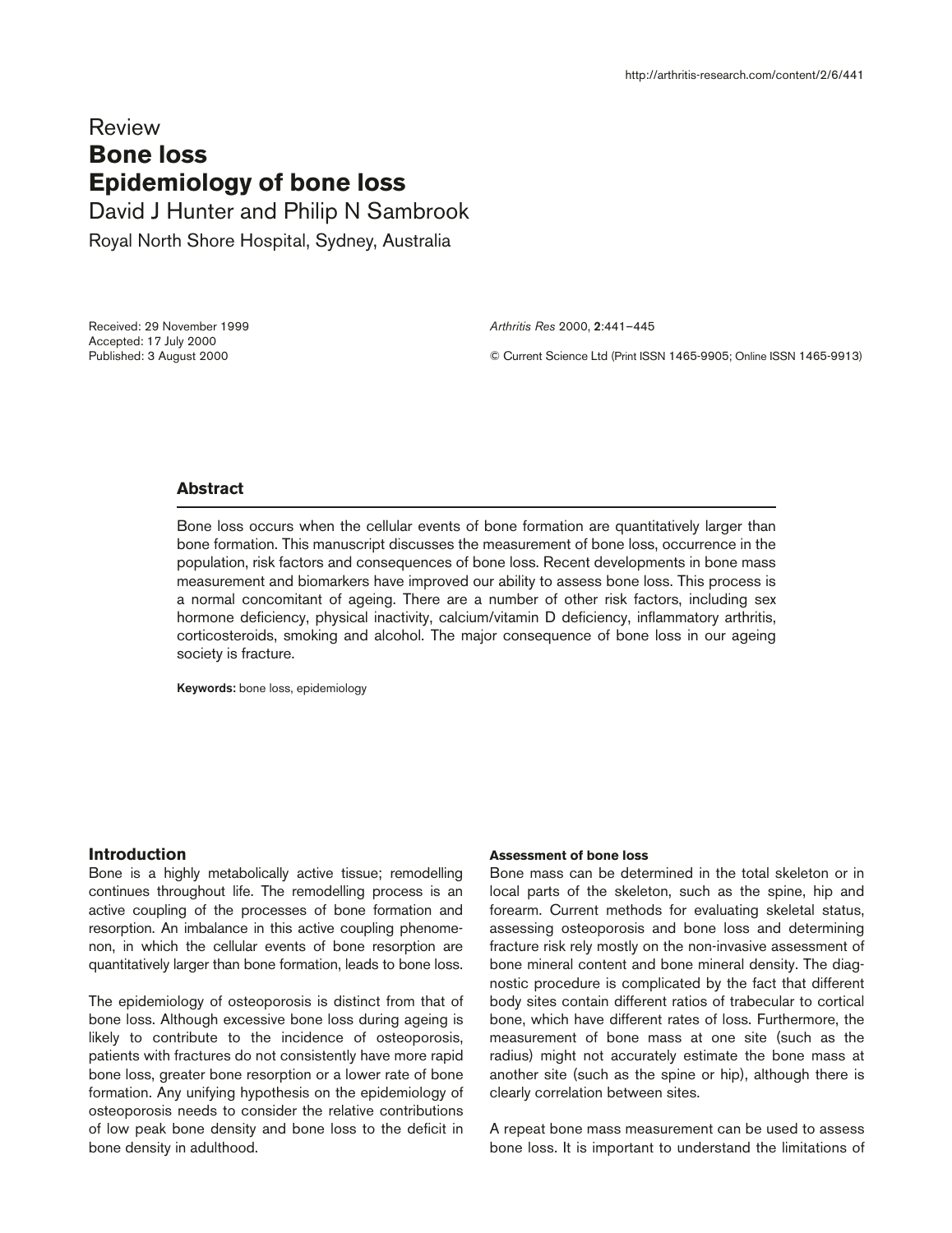Review

# Bone loss
# Epidemiology of bone loss

David J Hunter and Philip N Sambrook

Royal North Shore Hospital, Sydney, Australia

Received: 29 November 1999
Accepted: 17 July 2000
Published: 3 August 2000

*Arthritis Res* 2000, **2**:441–445

© Current Science Ltd (Print ISSN 1465-9905; Online ISSN 1465-9913)

## Abstract

Bone loss occurs when the cellular events of bone formation are quantitatively larger than bone formation. This manuscript discusses the measurement of bone loss, occurrence in the population, risk factors and consequences of bone loss. Recent developments in bone mass measurement and biomarkers have improved our ability to assess bone loss. This process is a normal concomitant of ageing. There are a number of other risk factors, including sex hormone deficiency, physical inactivity, calcium/vitamin D deficiency, inflammatory arthritis, corticosteroids, smoking and alcohol. The major consequence of bone loss in our ageing society is fracture.

**Keywords:** bone loss, epidemiology

## Introduction

Bone is a highly metabolically active tissue; remodelling continues throughout life. The remodelling process is an active coupling of the processes of bone formation and resorption. An imbalance in this active coupling phenomenon, in which the cellular events of bone resorption are quantitatively larger than bone formation, leads to bone loss.

The epidemiology of osteoporosis is distinct from that of bone loss. Although excessive bone loss during ageing is likely to contribute to the incidence of osteoporosis, patients with fractures do not consistently have more rapid bone loss, greater bone resorption or a lower rate of bone formation. Any unifying hypothesis on the epidemiology of osteoporosis needs to consider the relative contributions of low peak bone density and bone loss to the deficit in bone density in adulthood.

### Assessment of bone loss

Bone mass can be determined in the total skeleton or in local parts of the skeleton, such as the spine, hip and forearm. Current methods for evaluating skeletal status, assessing osteoporosis and bone loss and determining fracture risk rely mostly on the non-invasive assessment of bone mineral content and bone mineral density. The diagnostic procedure is complicated by the fact that different body sites contain different ratios of trabecular to cortical bone, which have different rates of loss. Furthermore, the measurement of bone mass at one site (such as the radius) might not accurately estimate the bone mass at another site (such as the spine or hip), although there is clearly correlation between sites.

A repeat bone mass measurement can be used to assess bone loss. It is important to understand the limitations of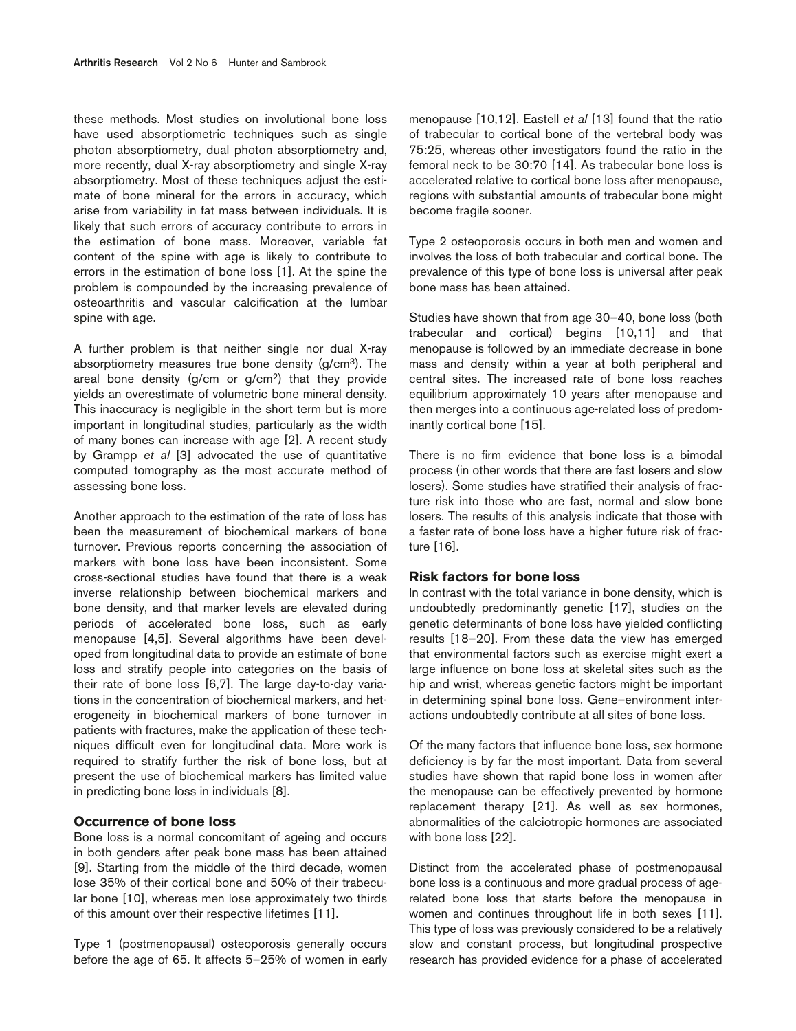these methods. Most studies on involutional bone loss have used absorptiometric techniques such as single photon absorptiometry, dual photon absorptiometry and, more recently, dual X-ray absorptiometry and single X-ray absorptiometry. Most of these techniques adjust the estimate of bone mineral for the errors in accuracy, which arise from variability in fat mass between individuals. It is likely that such errors of accuracy contribute to errors in the estimation of bone mass. Moreover, variable fat content of the spine with age is likely to contribute to errors in the estimation of bone loss [1]. At the spine the problem is compounded by the increasing prevalence of osteoarthritis and vascular calcification at the lumbar spine with age.

A further problem is that neither single nor dual X-ray absorptiometry measures true bone density (g/cm$^3$). The areal bone density (g/cm or g/cm$^2$) that they provide yields an overestimate of volumetric bone mineral density. This inaccuracy is negligible in the short term but is more important in longitudinal studies, particularly as the width of many bones can increase with age [2]. A recent study by Grampp *et al* [3] advocated the use of quantitative computed tomography as the most accurate method of assessing bone loss.

Another approach to the estimation of the rate of loss has been the measurement of biochemical markers of bone turnover. Previous reports concerning the association of markers with bone loss have been inconsistent. Some cross-sectional studies have found that there is a weak inverse relationship between biochemical markers and bone density, and that marker levels are elevated during periods of accelerated bone loss, such as early menopause [4,5]. Several algorithms have been developed from longitudinal data to provide an estimate of bone loss and stratify people into categories on the basis of their rate of bone loss [6,7]. The large day-to-day variations in the concentration of biochemical markers, and heterogeneity in biochemical markers of bone turnover in patients with fractures, make the application of these techniques difficult even for longitudinal data. More work is required to stratify further the risk of bone loss, but at present the use of biochemical markers has limited value in predicting bone loss in individuals [8].

## Occurrence of bone loss

Bone loss is a normal concomitant of ageing and occurs in both genders after peak bone mass has been attained [9]. Starting from the middle of the third decade, women lose 35% of their cortical bone and 50% of their trabecular bone [10], whereas men lose approximately two thirds of this amount over their respective lifetimes [11].

Type 1 (postmenopausal) osteoporosis generally occurs before the age of 65. It affects 5–25% of women in early menopause [10,12]. Eastell *et al* [13] found that the ratio of trabecular to cortical bone of the vertebral body was 75:25, whereas other investigators found the ratio in the femoral neck to be 30:70 [14]. As trabecular bone loss is accelerated relative to cortical bone loss after menopause, regions with substantial amounts of trabecular bone might become fragile sooner.

Type 2 osteoporosis occurs in both men and women and involves the loss of both trabecular and cortical bone. The prevalence of this type of bone loss is universal after peak bone mass has been attained.

Studies have shown that from age 30–40, bone loss (both trabecular and cortical) begins [10,11] and that menopause is followed by an immediate decrease in bone mass and density within a year at both peripheral and central sites. The increased rate of bone loss reaches equilibrium approximately 10 years after menopause and then merges into a continuous age-related loss of predominantly cortical bone [15].

There is no firm evidence that bone loss is a bimodal process (in other words that there are fast losers and slow losers). Some studies have stratified their analysis of fracture risk into those who are fast, normal and slow bone losers. The results of this analysis indicate that those with a faster rate of bone loss have a higher future risk of fracture [16].

## Risk factors for bone loss

In contrast with the total variance in bone density, which is undoubtedly predominantly genetic [17], studies on the genetic determinants of bone loss have yielded conflicting results [18–20]. From these data the view has emerged that environmental factors such as exercise might exert a large influence on bone loss at skeletal sites such as the hip and wrist, whereas genetic factors might be important in determining spinal bone loss. Gene–environment interactions undoubtedly contribute at all sites of bone loss.

Of the many factors that influence bone loss, sex hormone deficiency is by far the most important. Data from several studies have shown that rapid bone loss in women after the menopause can be effectively prevented by hormone replacement therapy [21]. As well as sex hormones, abnormalities of the calciotropic hormones are associated with bone loss [22].

Distinct from the accelerated phase of postmenopausal bone loss is a continuous and more gradual process of age-related bone loss that starts before the menopause in women and continues throughout life in both sexes [11]. This type of loss was previously considered to be a relatively slow and constant process, but longitudinal prospective research has provided evidence for a phase of accelerated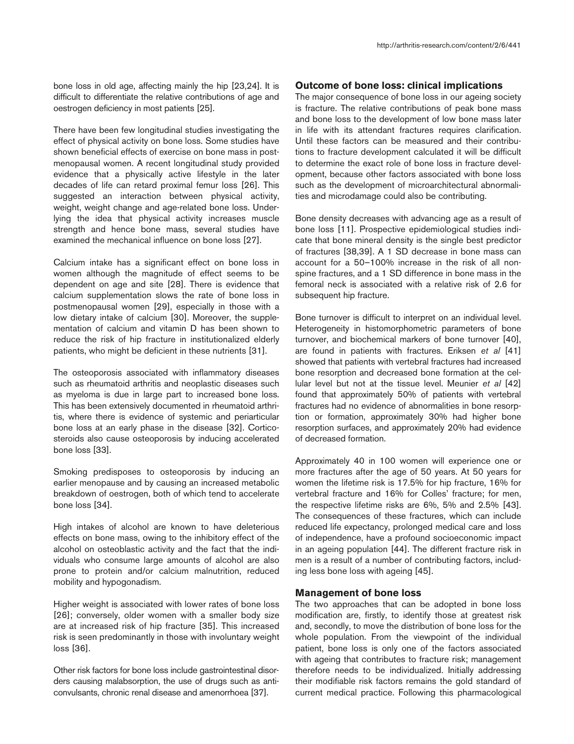bone loss in old age, affecting mainly the hip [23,24]. It is difficult to differentiate the relative contributions of age and oestrogen deficiency in most patients [25].

There have been few longitudinal studies investigating the effect of physical activity on bone loss. Some studies have shown beneficial effects of exercise on bone mass in postmenopausal women. A recent longitudinal study provided evidence that a physically active lifestyle in the later decades of life can retard proximal femur loss [26]. This suggested an interaction between physical activity, weight, weight change and age-related bone loss. Underlying the idea that physical activity increases muscle strength and hence bone mass, several studies have examined the mechanical influence on bone loss [27].

Calcium intake has a significant effect on bone loss in women although the magnitude of effect seems to be dependent on age and site [28]. There is evidence that calcium supplementation slows the rate of bone loss in postmenopausal women [29], especially in those with a low dietary intake of calcium [30]. Moreover, the supplementation of calcium and vitamin D has been shown to reduce the risk of hip fracture in institutionalized elderly patients, who might be deficient in these nutrients [31].

The osteoporosis associated with inflammatory diseases such as rheumatoid arthritis and neoplastic diseases such as myeloma is due in large part to increased bone loss. This has been extensively documented in rheumatoid arthritis, where there is evidence of systemic and periarticular bone loss at an early phase in the disease [32]. Corticosteroids also cause osteoporosis by inducing accelerated bone loss [33].

Smoking predisposes to osteoporosis by inducing an earlier menopause and by causing an increased metabolic breakdown of oestrogen, both of which tend to accelerate bone loss [34].

High intakes of alcohol are known to have deleterious effects on bone mass, owing to the inhibitory effect of the alcohol on osteoblastic activity and the fact that the individuals who consume large amounts of alcohol are also prone to protein and/or calcium malnutrition, reduced mobility and hypogonadism.

Higher weight is associated with lower rates of bone loss [26]; conversely, older women with a smaller body size are at increased risk of hip fracture [35]. This increased risk is seen predominantly in those with involuntary weight loss [36].

Other risk factors for bone loss include gastrointestinal disorders causing malabsorption, the use of drugs such as anticonvulsants, chronic renal disease and amenorrhoea [37].

## Outcome of bone loss: clinical implications

The major consequence of bone loss in our ageing society is fracture. The relative contributions of peak bone mass and bone loss to the development of low bone mass later in life with its attendant fractures requires clarification. Until these factors can be measured and their contributions to fracture development calculated it will be difficult to determine the exact role of bone loss in fracture development, because other factors associated with bone loss such as the development of microarchitectural abnormalities and microdamage could also be contributing.

Bone density decreases with advancing age as a result of bone loss [11]. Prospective epidemiological studies indicate that bone mineral density is the single best predictor of fractures [38,39]. A 1 SD decrease in bone mass can account for a 50–100% increase in the risk of all nonspine fractures, and a 1 SD difference in bone mass in the femoral neck is associated with a relative risk of 2.6 for subsequent hip fracture.

Bone turnover is difficult to interpret on an individual level. Heterogeneity in histomorphometric parameters of bone turnover, and biochemical markers of bone turnover [40], are found in patients with fractures. Eriksen *et al* [41] showed that patients with vertebral fractures had increased bone resorption and decreased bone formation at the cellular level but not at the tissue level. Meunier *et al* [42] found that approximately 50% of patients with vertebral fractures had no evidence of abnormalities in bone resorption or formation, approximately 30% had higher bone resorption surfaces, and approximately 20% had evidence of decreased formation.

Approximately 40 in 100 women will experience one or more fractures after the age of 50 years. At 50 years for women the lifetime risk is 17.5% for hip fracture, 16% for vertebral fracture and 16% for Colles' fracture; for men, the respective lifetime risks are 6%, 5% and 2.5% [43]. The consequences of these fractures, which can include reduced life expectancy, prolonged medical care and loss of independence, have a profound socioeconomic impact in an ageing population [44]. The different fracture risk in men is a result of a number of contributing factors, including less bone loss with ageing [45].

## Management of bone loss

The two approaches that can be adopted in bone loss modification are, firstly, to identify those at greatest risk and, secondly, to move the distribution of bone loss for the whole population. From the viewpoint of the individual patient, bone loss is only one of the factors associated with ageing that contributes to fracture risk; management therefore needs to be individualized. Initially addressing their modifiable risk factors remains the gold standard of current medical practice. Following this pharmacological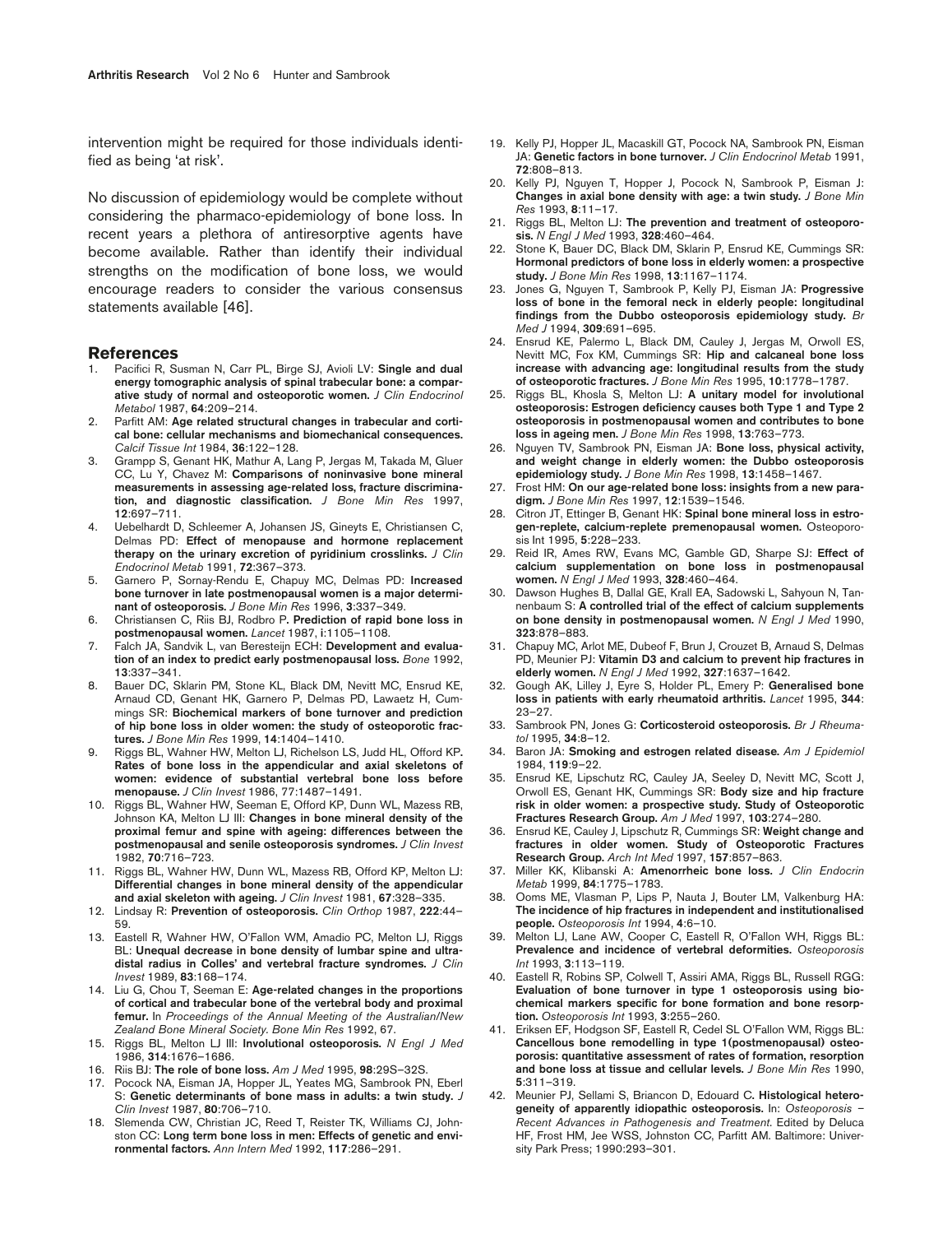intervention might be required for those individuals identified as being 'at risk'.

No discussion of epidemiology would be complete without considering the pharmaco-epidemiology of bone loss. In recent years a plethora of antiresorptive agents have become available. Rather than identify their individual strengths on the modification of bone loss, we would encourage readers to consider the various consensus statements available [46].

## References

1. Pacifici R, Susman N, Carr PL, Birge SJ, Avioli LV: **Single and dual energy tomographic analysis of spinal trabecular bone: a comparative study of normal and osteoporotic women.** *J Clin Endocrinol Metabol* 1987, **64**:209–214.
2. Parfitt AM: **Age related structural changes in trabecular and cortical bone: cellular mechanisms and biomechanical consequences.** *Calcif Tissue Int* 1984, **36**:122–128.
3. Grampp S, Genant HK, Mathur A, Lang P, Jergas M, Takada M, Gluer CC, Lu Y, Chavez M: **Comparisons of noninvasive bone mineral measurements in assessing age-related loss, fracture discrimination, and diagnostic classification.** *J Bone Min Res* 1997, **12**:697–711.
4. Uebelhardt D, Schleemer A, Johansen JS, Gineyts E, Christiansen C, Delmas PD: **Effect of menopause and hormone replacement therapy on the urinary excretion of pyridinium crosslinks.** *J Clin Endocrinol Metab* 1991, **72**:367–373.
5. Garnero P, Sornay-Rendu E, Chapuy MC, Delmas PD: **Increased bone turnover in late postmenopausal women is a major determinant of osteoporosis.** *J Bone Min Res* 1996, **3**:337–349.
6. Christiansen C, Riis BJ, Rodbro P. **Prediction of rapid bone loss in postmenopausal women.** *Lancet* 1987, **i**:1105–1108.
7. Falch JA, Sandvik L, van Beresteijn ECH: **Development and evaluation of an index to predict early postmenopausal loss.** *Bone* 1992, **13**:337–341.
8. Bauer DC, Sklarin PM, Stone KL, Black DM, Nevitt MC, Ensrud KE, Arnaud CD, Genant HK, Garnero P, Delmas PD, Lawaetz H, Cummings SR: **Biochemical markers of bone turnover and prediction of hip bone loss in older women: the study of osteoporotic fractures.** *J Bone Min Res* 1999, **14**:1404–1410.
9. Riggs BL, Wahner HW, Melton LJ, Richelson LS, Judd HL, Offord KP. **Rates of bone loss in the appendicular and axial skeletons of women: evidence of substantial vertebral bone loss before menopause.** *J Clin Invest* 1986, 77:1487–1491.
10. Riggs BL, Wahner HW, Seeman E, Offord KP, Dunn WL, Mazess RB, Johnson KA, Melton LJ III: **Changes in bone mineral density of the proximal femur and spine with ageing: differences between the postmenopausal and senile osteoporosis syndromes.** *J Clin Invest* 1982, **70**:716–723.
11. Riggs BL, Wahner HW, Dunn WL, Mazess RB, Offord KP, Melton LJ: **Differential changes in bone mineral density of the appendicular and axial skeleton with ageing.** *J Clin Invest* 1981, **67**:328–335.
12. Lindsay R: **Prevention of osteoporosis.** *Clin Orthop* 1987, **222**:44–59.
13. Eastell R, Wahner HW, O'Fallon WM, Amadio PC, Melton LJ, Riggs BL: **Unequal decrease in bone density of lumbar spine and ultradistal radius in Colles' and vertebral fracture syndromes.** *J Clin Invest* 1989, **83**:168–174.
14. Liu G, Chou T, Seeman E: **Age-related changes in the proportions of cortical and trabecular bone of the vertebral body and proximal femur.** In *Proceedings of the Annual Meeting of the Australian/New Zealand Bone Mineral Society. Bone Min Res* 1992, 67.
15. Riggs BL, Melton LJ III: **Involutional osteoporosis.** *N Engl J Med* 1986, **314**:1676–1686.
16. Riis BJ: **The role of bone loss.** *Am J Med* 1995, **98**:29S–32S.
17. Pocock NA, Eisman JA, Hopper JL, Yeates MG, Sambrook PN, Eberl S: **Genetic determinants of bone mass in adults: a twin study.** *J Clin Invest* 1987, **80**:706–710.
18. Slemenda CW, Christian JC, Reed T, Reister TK, Williams CJ, Johnston CC: **Long term bone loss in men: Effects of genetic and environmental factors.** *Ann Intern Med* 1992, **117**:286–291.
19. Kelly PJ, Hopper JL, Macaskill GT, Pocock NA, Sambrook PN, Eisman JA: **Genetic factors in bone turnover.** *J Clin Endocrinol Metab* 1991, **72**:808–813.
20. Kelly PJ, Nguyen T, Hopper J, Pocock N, Sambrook P, Eisman J: **Changes in axial bone density with age: a twin study.** *J Bone Min Res* 1993, **8**:11–17.
21. Riggs BL, Melton LJ: **The prevention and treatment of osteoporosis.** *N Engl J Med* 1993, **328**:460–464.
22. Stone K, Bauer DC, Black DM, Sklarin P, Ensrud KE, Cummings SR: **Hormonal predictors of bone loss in elderly women: a prospective study.** *J Bone Min Res* 1998, **13**:1167–1174.
23. Jones G, Nguyen T, Sambrook P, Kelly PJ, Eisman JA: **Progressive loss of bone in the femoral neck in elderly people: longitudinal findings from the Dubbo osteoporosis epidemiology study.** *Br Med J* 1994, **309**:691–695.
24. Ensrud KE, Palermo L, Black DM, Cauley J, Jergas M, Orwoll ES, Nevitt MC, Fox KM, Cummings SR: **Hip and calcaneal bone loss increase with advancing age: longitudinal results from the study of osteoporotic fractures.** *J Bone Min Res* 1995, **10**:1778–1787.
25. Riggs BL, Khosla S, Melton LJ: **A unitary model for involutional osteoporosis: Estrogen deficiency causes both Type 1 and Type 2 osteoporosis in postmenopausal women and contributes to bone loss in ageing men.** *J Bone Min Res* 1998, **13**:763–773.
26. Nguyen TV, Sambrook PN, Eisman JA: **Bone loss, physical activity, and weight change in elderly women: the Dubbo osteoporosis epidemiology study.** *J Bone Min Res* 1998, **13**:1458–1467.
27. Frost HM: **On our age-related bone loss: insights from a new paradigm.** *J Bone Min Res* 1997, **12**:1539–1546.
28. Citron JT, Ettinger B, Genant HK: **Spinal bone mineral loss in estrogen-replete, calcium-replete premenopausal women.** Osteoporosis Int 1995, **5**:228–233.
29. Reid IR, Ames RW, Evans MC, Gamble GD, Sharpe SJ: **Effect of calcium supplementation on bone loss in postmenopausal women.** *N Engl J Med* 1993, **328**:460–464.
30. Dawson Hughes B, Dallal GE, Krall EA, Sadowski L, Sahyoun N, Tannenbaum S: **A controlled trial of the effect of calcium supplements on bone density in postmenopausal women.** *N Engl J Med* 1990, **323**:878–883.
31. Chapuy MC, Arlot ME, Dubeof F, Brun J, Crouzet B, Arnaud S, Delmas PD, Meunier PJ: **Vitamin D3 and calcium to prevent hip fractures in elderly women.** *N Engl J Med* 1992, **327**:1637–1642.
32. Gough AK, Lilley J, Eyre S, Holder PL, Emery P: **Generalised bone loss in patients with early rheumatoid arthritis.** *Lancet* 1995, **344**: 23–27.
33. Sambrook PN, Jones G: **Corticosteroid osteoporosis.** *Br J Rheumatol* 1995, **34**:8–12.
34. Baron JA: **Smoking and estrogen related disease.** *Am J Epidemiol* 1984, **119**:9–22.
35. Ensrud KE, Lipschutz RC, Cauley JA, Seeley D, Nevitt MC, Scott J, Orwoll ES, Genant HK, Cummings SR: **Body size and hip fracture risk in older women: a prospective study. Study of Osteoporotic Fractures Research Group.** *Am J Med* 1997, **103**:274–280.
36. Ensrud KE, Cauley J, Lipschutz R, Cummings SR: **Weight change and fractures in older women. Study of Osteoporotic Fractures Research Group.** *Arch Int Med* 1997, **157**:857–863.
37. Miller KK, Klibanski A: **Amenorrheic bone loss.** *J Clin Endocrin Metab* 1999, **84**:1775–1783.
38. Ooms ME, Vlasman P, Lips P, Nauta J, Bouter LM, Valkenburg HA: **The incidence of hip fractures in independent and institutionalised people.** *Osteoporosis Int* 1994, **4**:6–10.
39. Melton LJ, Lane AW, Cooper C, Eastell R, O'Fallon WH, Riggs BL: **Prevalence and incidence of vertebral deformities.** *Osteoporosis Int* 1993, **3**:113–119.
40. Eastell R, Robins SP, Colwell T, Assiri AMA, Riggs BL, Russell RGG: **Evaluation of bone turnover in type 1 osteoporosis using biochemical markers specific for bone formation and bone resorption.** *Osteoporosis Int* 1993, **3**:255–260.
41. Eriksen EF, Hodgson SF, Eastell R, Cedel SL O'Fallon WM, Riggs BL: **Cancellous bone remodelling in type 1(postmenopausal) osteoporosis: quantitative assessment of rates of formation, resorption and bone loss at tissue and cellular levels.** *J Bone Min Res* 1990, **5**:311–319.
42. Meunier PJ, Sellami S, Briancon D, Edouard C. **Histological heterogeneity of apparently idiopathic osteoporosis.** In: *Osteoporosis – Recent Advances in Pathogenesis and Treatment.* Edited by Deluca HF, Frost HM, Jee WSS, Johnston CC, Parfitt AM. Baltimore: University Park Press; 1990:293–301.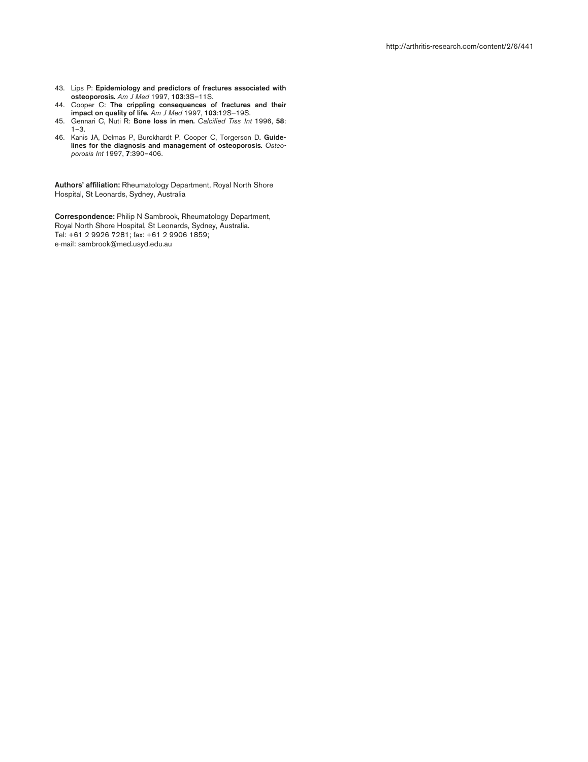43. Lips P: **Epidemiology and predictors of fractures associated with osteoporosis.** *Am J Med* 1997, **103**:3S–11S.
44. Cooper C: **The crippling consequences of fractures and their impact on quality of life.** *Am J Med* 1997, **103**:12S–19S.
45. Gennari C, Nuti R: **Bone loss in men.** *Calcified Tiss Int* 1996, **58**: 1–3.
46. Kanis JA, Delmas P, Burckhardt P, Cooper C, Torgerson D. **Guidelines for the diagnosis and management of osteoporosis.** *Osteoporosis Int* 1997, **7**:390–406.

**Authors' affiliation:** Rheumatology Department, Royal North Shore Hospital, St Leonards, Sydney, Australia

**Correspondence:** Philip N Sambrook, Rheumatology Department, Royal North Shore Hospital, St Leonards, Sydney, Australia. Tel: +61 2 9926 7281; fax: +61 2 9906 1859; e-mail: sambrook@med.usyd.edu.au